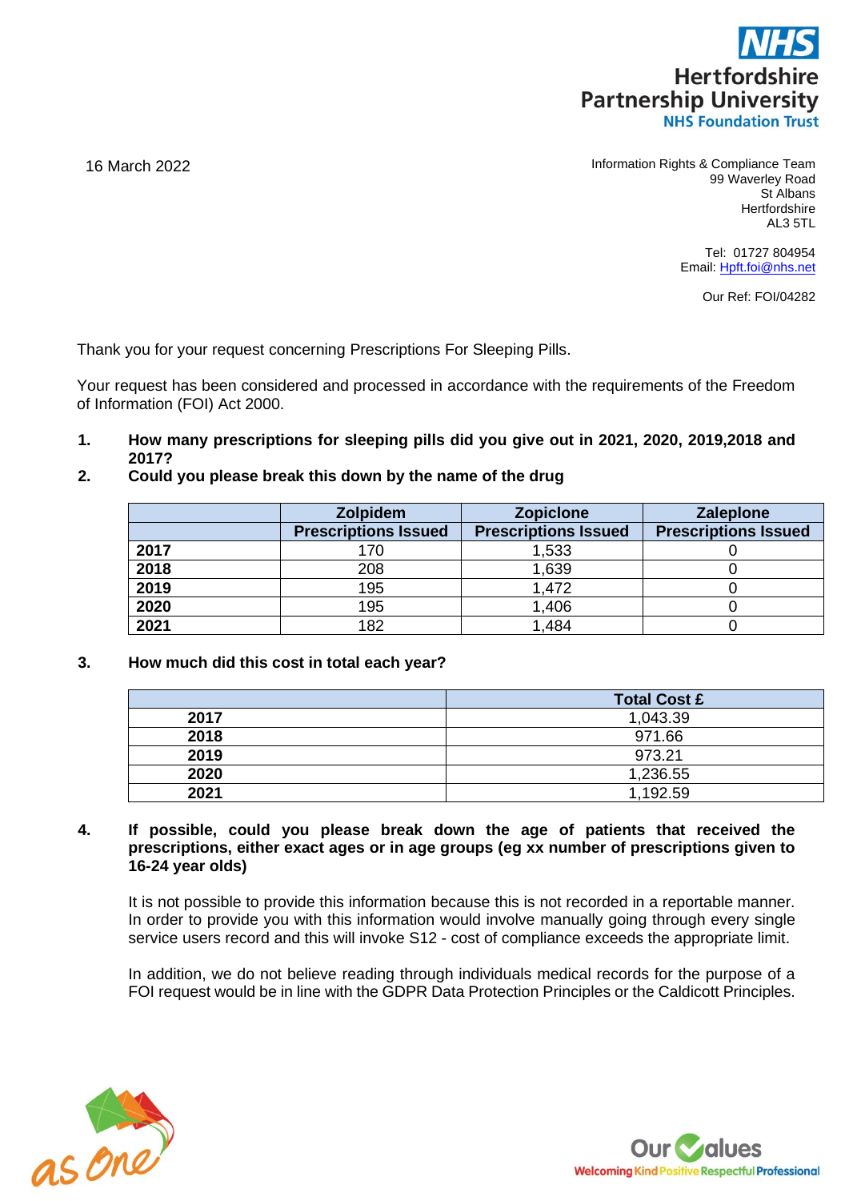**NHS Hertfordshire Partnership University NHS Foundation Trust**

16 March 2022

Information Rights & Compliance Team
99 Waverley Road
St Albans
Hertfordshire
AL3 5TL

Tel: 01727 804954
Email: Hpft.foi@nhs.net

Our Ref: FOI/04282

Thank you for your request concerning Prescriptions For Sleeping Pills.

Your request has been considered and processed in accordance with the requirements of the Freedom of Information (FOI) Act 2000.

1. **How many prescriptions for sleeping pills did you give out in 2021, 2020, 2019,2018 and 2017?**
2. **Could you please break this down by the name of the drug**

| | Zolpidem | Zopiclone | Zaleplone |
|---|---|---|---|
| | Prescriptions Issued | Prescriptions Issued | Prescriptions Issued |
| **2017** | 170 | 1,533 | 0 |
| **2018** | 208 | 1,639 | 0 |
| **2019** | 195 | 1,472 | 0 |
| **2020** | 195 | 1,406 | 0 |
| **2021** | 182 | 1,484 | 0 |

3. **How much did this cost in total each year?**

| | Total Cost £ |
|---|---|
| **2017** | 1,043.39 |
| **2018** | 971.66 |
| **2019** | 973.21 |
| **2020** | 1,236.55 |
| **2021** | 1,192.59 |

4. **If possible, could you please break down the age of patients that received the prescriptions, either exact ages or in age groups (eg xx number of prescriptions given to 16-24 year olds)**

   It is not possible to provide this information because this is not recorded in a reportable manner. In order to provide you with this information would involve manually going through every single service users record and this will invoke S12 - cost of compliance exceeds the appropriate limit.

   In addition, we do not believe reading through individuals medical records for the purpose of a FOI request would be in line with the GDPR Data Protection Principles or the Caldicott Principles.

as one

Our Values
Welcoming Kind Positive Respectful Professional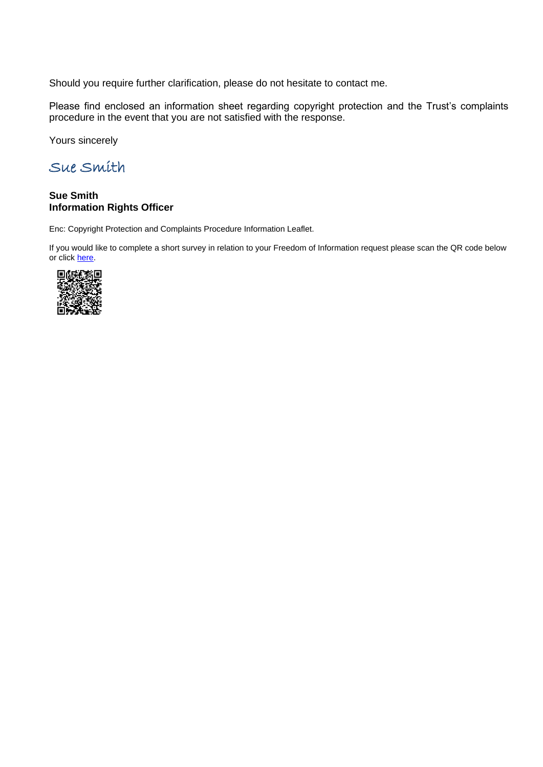Should you require further clarification, please do not hesitate to contact me.

Please find enclosed an information sheet regarding copyright protection and the Trust's complaints procedure in the event that you are not satisfied with the response.

Yours sincerely

Sue Smith

**Sue Smith**
**Information Rights Officer**

Enc: Copyright Protection and Complaints Procedure Information Leaflet.

If you would like to complete a short survey in relation to your Freedom of Information request please scan the QR code below or click here.